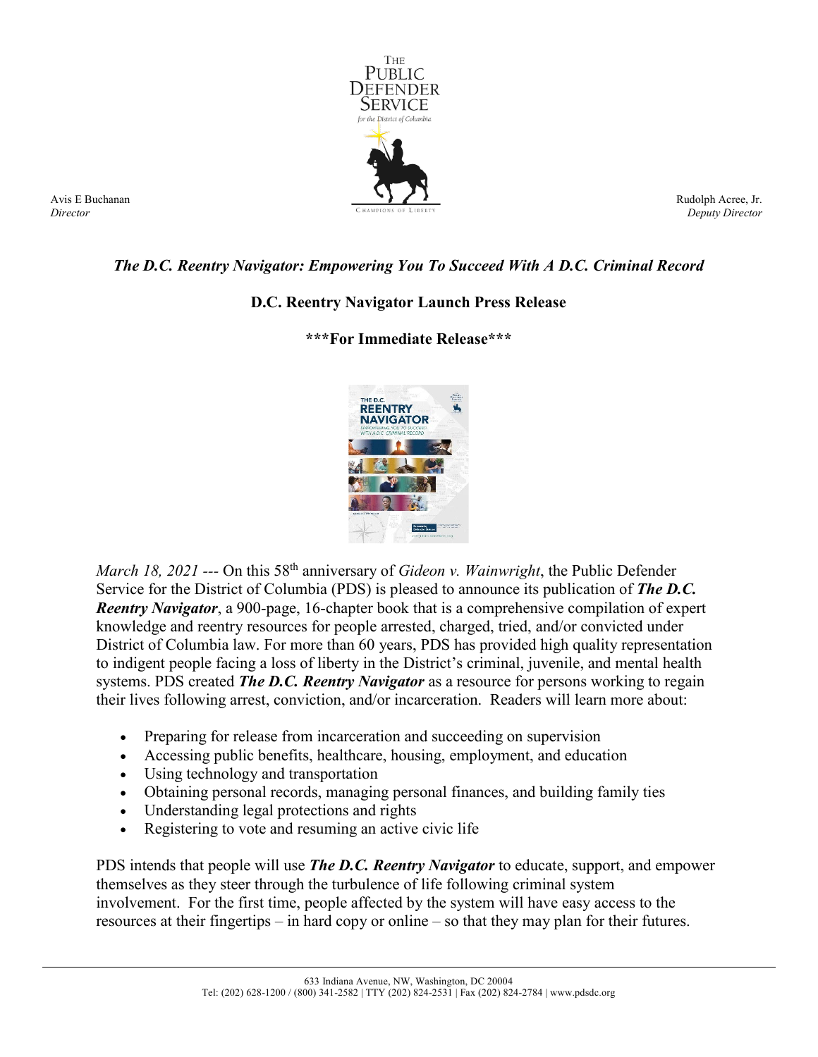Avis E Buchanan
*Director*

Rudolph Acree, Jr.
*Deputy Director*

***The D.C. Reentry Navigator: Empowering You To Succeed With A D.C. Criminal Record***

**D.C. Reentry Navigator Launch Press Release**

**\*\*\*For Immediate Release\*\*\***

*March 18, 2021* --- On this 58th anniversary of *Gideon v. Wainwright*, the Public Defender Service for the District of Columbia (PDS) is pleased to announce its publication of ***The D.C. Reentry Navigator***, a 900-page, 16-chapter book that is a comprehensive compilation of expert knowledge and reentry resources for people arrested, charged, tried, and/or convicted under District of Columbia law. For more than 60 years, PDS has provided high quality representation to indigent people facing a loss of liberty in the District's criminal, juvenile, and mental health systems. PDS created ***The D.C. Reentry Navigator*** as a resource for persons working to regain their lives following arrest, conviction, and/or incarceration. Readers will learn more about:

- Preparing for release from incarceration and succeeding on supervision
- Accessing public benefits, healthcare, housing, employment, and education
- Using technology and transportation
- Obtaining personal records, managing personal finances, and building family ties
- Understanding legal protections and rights
- Registering to vote and resuming an active civic life

PDS intends that people will use ***The D.C. Reentry Navigator*** to educate, support, and empower themselves as they steer through the turbulence of life following criminal system involvement. For the first time, people affected by the system will have easy access to the resources at their fingertips – in hard copy or online – so that they may plan for their futures.

633 Indiana Avenue, NW, Washington, DC 20004
Tel: (202) 628-1200 / (800) 341-2582 | TTY (202) 824-2531 | Fax (202) 824-2784 | www.pdsdc.org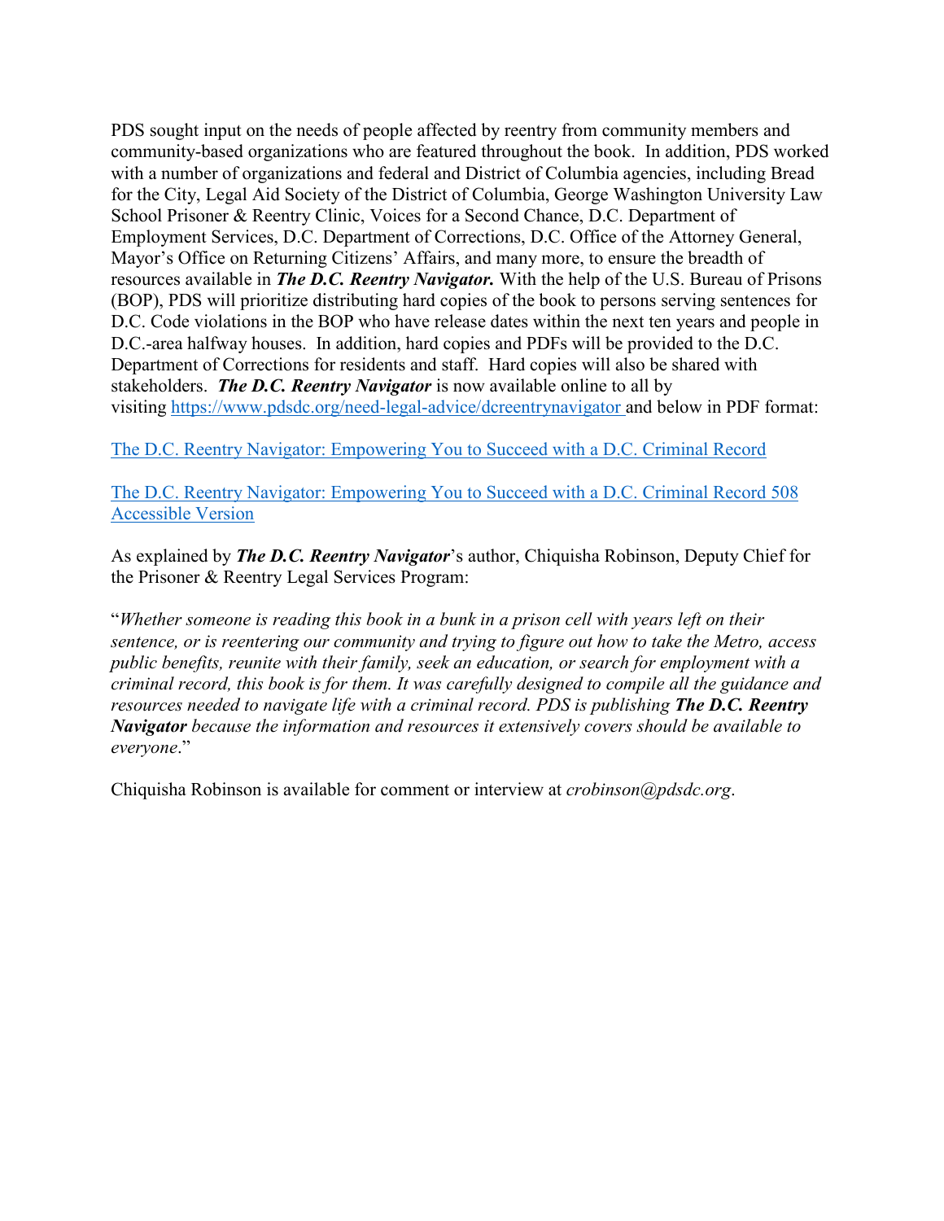PDS sought input on the needs of people affected by reentry from community members and community-based organizations who are featured throughout the book. In addition, PDS worked with a number of organizations and federal and District of Columbia agencies, including Bread for the City, Legal Aid Society of the District of Columbia, George Washington University Law School Prisoner & Reentry Clinic, Voices for a Second Chance, D.C. Department of Employment Services, D.C. Department of Corrections, D.C. Office of the Attorney General, Mayor's Office on Returning Citizens' Affairs, and many more, to ensure the breadth of resources available in ***The D.C. Reentry Navigator.*** With the help of the U.S. Bureau of Prisons (BOP), PDS will prioritize distributing hard copies of the book to persons serving sentences for D.C. Code violations in the BOP who have release dates within the next ten years and people in D.C.-area halfway houses. In addition, hard copies and PDFs will be provided to the D.C. Department of Corrections for residents and staff. Hard copies will also be shared with stakeholders. ***The D.C. Reentry Navigator*** is now available online to all by visiting [https://www.pdsdc.org/need-legal-advice/dcreentrynavigator](https://www.pdsdc.org/need-legal-advice/dcreentrynavigator) and below in PDF format:

[The D.C. Reentry Navigator: Empowering You to Succeed with a D.C. Criminal Record]()

[The D.C. Reentry Navigator: Empowering You to Succeed with a D.C. Criminal Record 508 Accessible Version]()

As explained by ***The D.C. Reentry Navigator***'s author, Chiquisha Robinson, Deputy Chief for the Prisoner & Reentry Legal Services Program:

"*Whether someone is reading this book in a bunk in a prison cell with years left on their sentence, or is reentering our community and trying to figure out how to take the Metro, access public benefits, reunite with their family, seek an education, or search for employment with a criminal record, this book is for them. It was carefully designed to compile all the guidance and resources needed to navigate life with a criminal record. PDS is publishing **The D.C. Reentry Navigator** because the information and resources it extensively covers should be available to everyone*."

Chiquisha Robinson is available for comment or interview at *crobinson@pdsdc.org*.